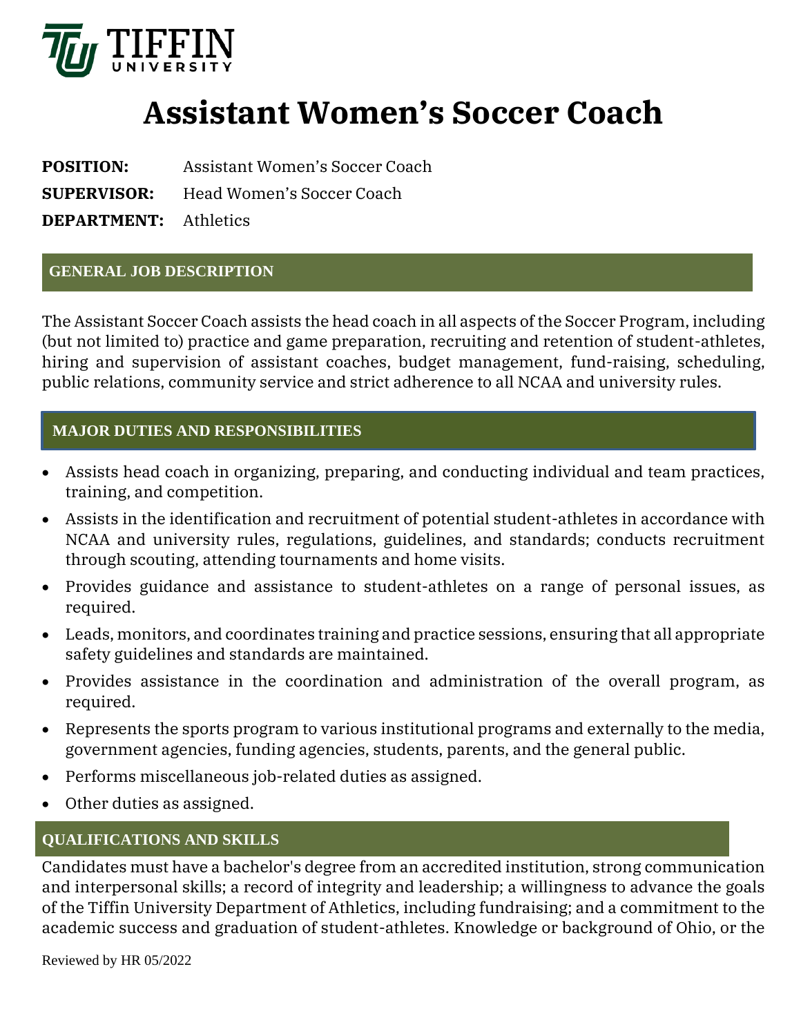TIFFIN UNIVERSITY

# Assistant Women's Soccer Coach

**POSITION:** Assistant Women's Soccer Coach

**SUPERVISOR:** Head Women's Soccer Coach

**DEPARTMENT:** Athletics

## GENERAL JOB DESCRIPTION

The Assistant Soccer Coach assists the head coach in all aspects of the Soccer Program, including (but not limited to) practice and game preparation, recruiting and retention of student-athletes, hiring and supervision of assistant coaches, budget management, fund-raising, scheduling, public relations, community service and strict adherence to all NCAA and university rules.

## MAJOR DUTIES AND RESPONSIBILITIES

- Assists head coach in organizing, preparing, and conducting individual and team practices, training, and competition.
- Assists in the identification and recruitment of potential student-athletes in accordance with NCAA and university rules, regulations, guidelines, and standards; conducts recruitment through scouting, attending tournaments and home visits.
- Provides guidance and assistance to student-athletes on a range of personal issues, as required.
- Leads, monitors, and coordinates training and practice sessions, ensuring that all appropriate safety guidelines and standards are maintained.
- Provides assistance in the coordination and administration of the overall program, as required.
- Represents the sports program to various institutional programs and externally to the media, government agencies, funding agencies, students, parents, and the general public.
- Performs miscellaneous job-related duties as assigned.
- Other duties as assigned.

## QUALIFICATIONS AND SKILLS

Candidates must have a bachelor's degree from an accredited institution, strong communication and interpersonal skills; a record of integrity and leadership; a willingness to advance the goals of the Tiffin University Department of Athletics, including fundraising; and a commitment to the academic success and graduation of student-athletes. Knowledge or background of Ohio, or the

Reviewed by HR 05/2022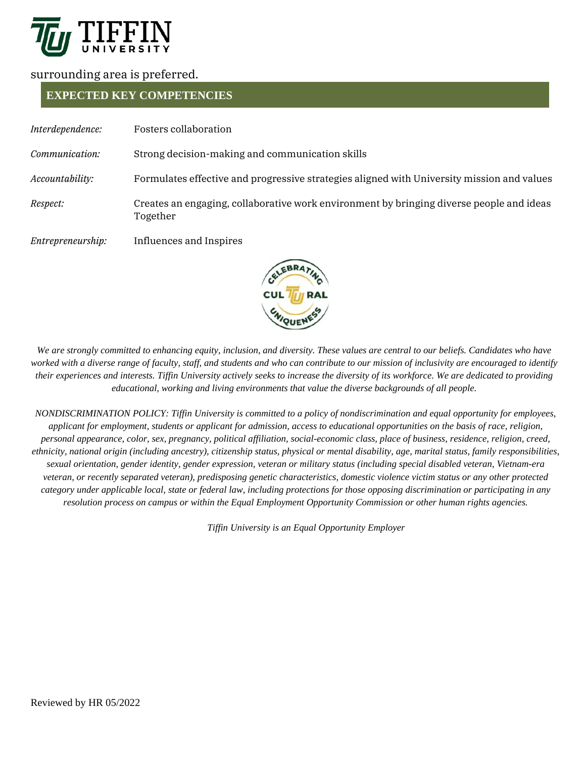surrounding area is preferred.

## EXPECTED KEY COMPETENCIES

| | |
|---|---|
| *Interdependence:* | Fosters collaboration |
| *Communication:* | Strong decision-making and communication skills |
| *Accountability:* | Formulates effective and progressive strategies aligned with University mission and values |
| *Respect:* | Creates an engaging, collaborative work environment by bringing diverse people and ideas Together |
| *Entrepreneurship:* | Influences and Inspires |

*We are strongly committed to enhancing equity, inclusion, and diversity. These values are central to our beliefs. Candidates who have worked with a diverse range of faculty, staff, and students and who can contribute to our mission of inclusivity are encouraged to identify their experiences and interests. Tiffin University actively seeks to increase the diversity of its workforce. We are dedicated to providing educational, working and living environments that value the diverse backgrounds of all people.*

*NONDISCRIMINATION POLICY: Tiffin University is committed to a policy of nondiscrimination and equal opportunity for employees, applicant for employment, students or applicant for admission, access to educational opportunities on the basis of race, religion, personal appearance, color, sex, pregnancy, political affiliation, social-economic class, place of business, residence, religion, creed, ethnicity, national origin (including ancestry), citizenship status, physical or mental disability, age, marital status, family responsibilities, sexual orientation, gender identity, gender expression, veteran or military status (including special disabled veteran, Vietnam-era veteran, or recently separated veteran), predisposing genetic characteristics, domestic violence victim status or any other protected category under applicable local, state or federal law, including protections for those opposing discrimination or participating in any resolution process on campus or within the Equal Employment Opportunity Commission or other human rights agencies.*

*Tiffin University is an Equal Opportunity Employer*

Reviewed by HR 05/2022